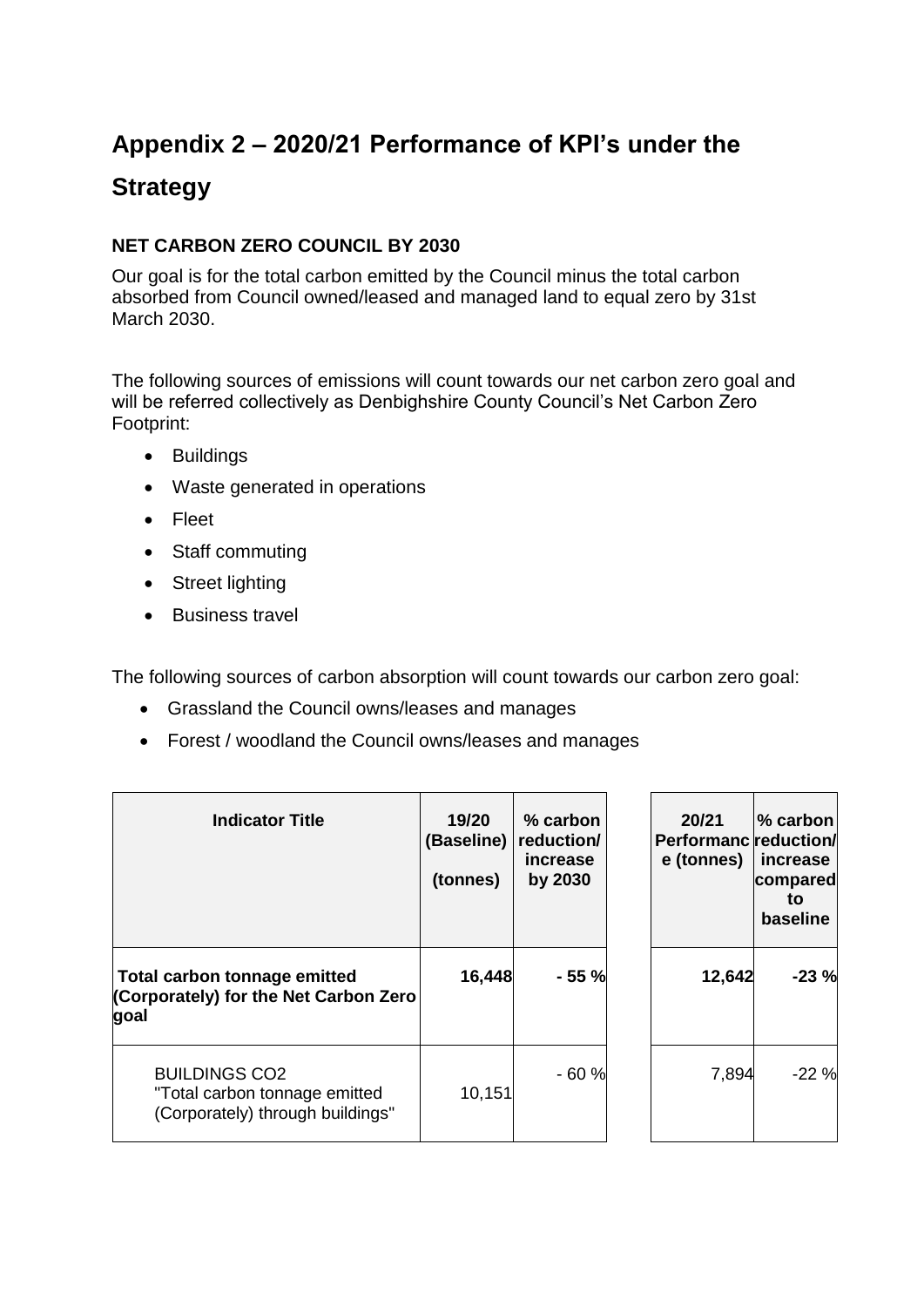# Appendix 2 – 2020/21 Performance of KPI's under the Strategy

## NET CARBON ZERO COUNCIL BY 2030

Our goal is for the total carbon emitted by the Council minus the total carbon absorbed from Council owned/leased and managed land to equal zero by 31st March 2030.

The following sources of emissions will count towards our net carbon zero goal and will be referred collectively as Denbighshire County Council's Net Carbon Zero Footprint:

- Buildings
- Waste generated in operations
- Fleet
- Staff commuting
- Street lighting
- Business travel

The following sources of carbon absorption will count towards our carbon zero goal:

- Grassland the Council owns/leases and manages
- Forest / woodland the Council owns/leases and manages

| Indicator Title | 19/20 (Baseline) (tonnes) | % carbon reduction/ increase by 2030 | 20/21 Performance (tonnes) | % carbon reduction/ increase compared to baseline |
|---|---|---|---|---|
| **Total carbon tonnage emitted (Corporately) for the Net Carbon Zero goal** | **16,448** | **- 55 %** | **12,642** | **-23 %** |
| BUILDINGS $CO_2$ "Total carbon tonnage emitted (Corporately) through buildings" | 10,151 | - 60 % | 7,894 | -22 % |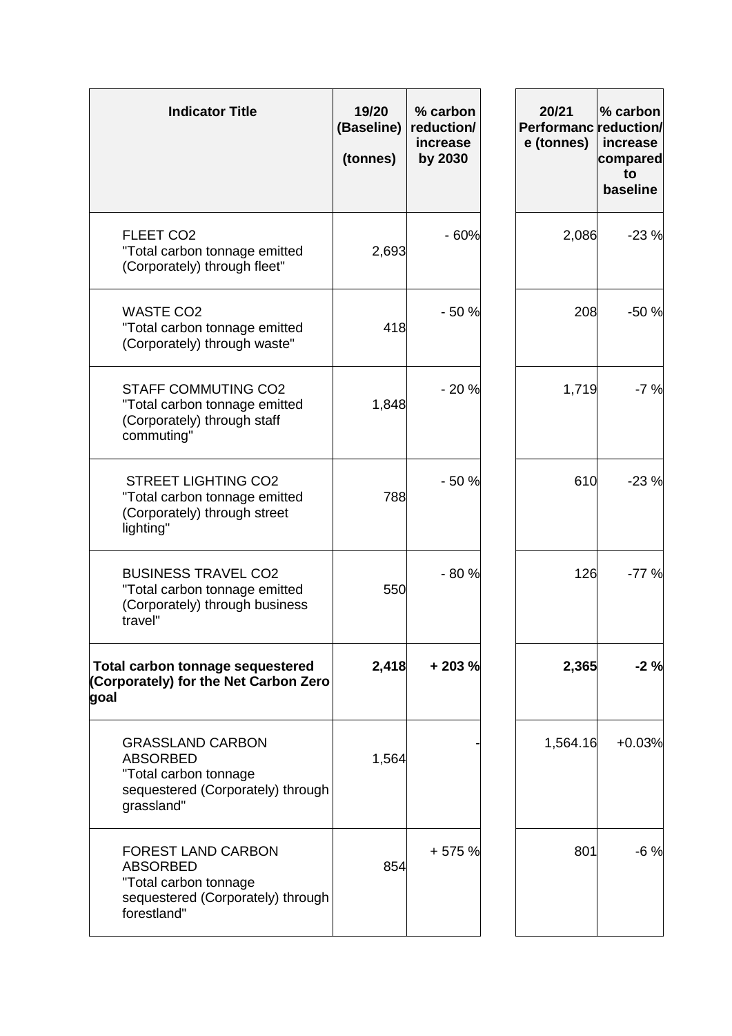| Indicator Title | 19/20 (Baseline) (tonnes) | % carbon reduction/ increase by 2030 | 20/21 Performance (tonnes) | % carbon reduction/ increase compared to baseline |
|---|---|---|---|---|
| FLEET $CO_2$ "Total carbon tonnage emitted (Corporately) through fleet" | 2,693 | - 60% | 2,086 | -23 % |
| WASTE $CO_2$ "Total carbon tonnage emitted (Corporately) through waste" | 418 | - 50 % | 208 | -50 % |
| STAFF COMMUTING $CO_2$ "Total carbon tonnage emitted (Corporately) through staff commuting" | 1,848 | - 20 % | 1,719 | -7 % |
| STREET LIGHTING $CO_2$ "Total carbon tonnage emitted (Corporately) through street lighting" | 788 | - 50 % | 610 | -23 % |
| BUSINESS TRAVEL $CO_2$ "Total carbon tonnage emitted (Corporately) through business travel" | 550 | - 80 % | 126 | -77 % |
| **Total carbon tonnage sequestered (Corporately) for the Net Carbon Zero goal** | **2,418** | **+ 203 %** | **2,365** | **-2 %** |
| GRASSLAND CARBON ABSORBED "Total carbon tonnage sequestered (Corporately) through grassland" | 1,564 | - | 1,564.16 | +0.03% |
| FOREST LAND CARBON ABSORBED "Total carbon tonnage sequestered (Corporately) through forestland" | 854 | + 575 % | 801 | -6 % |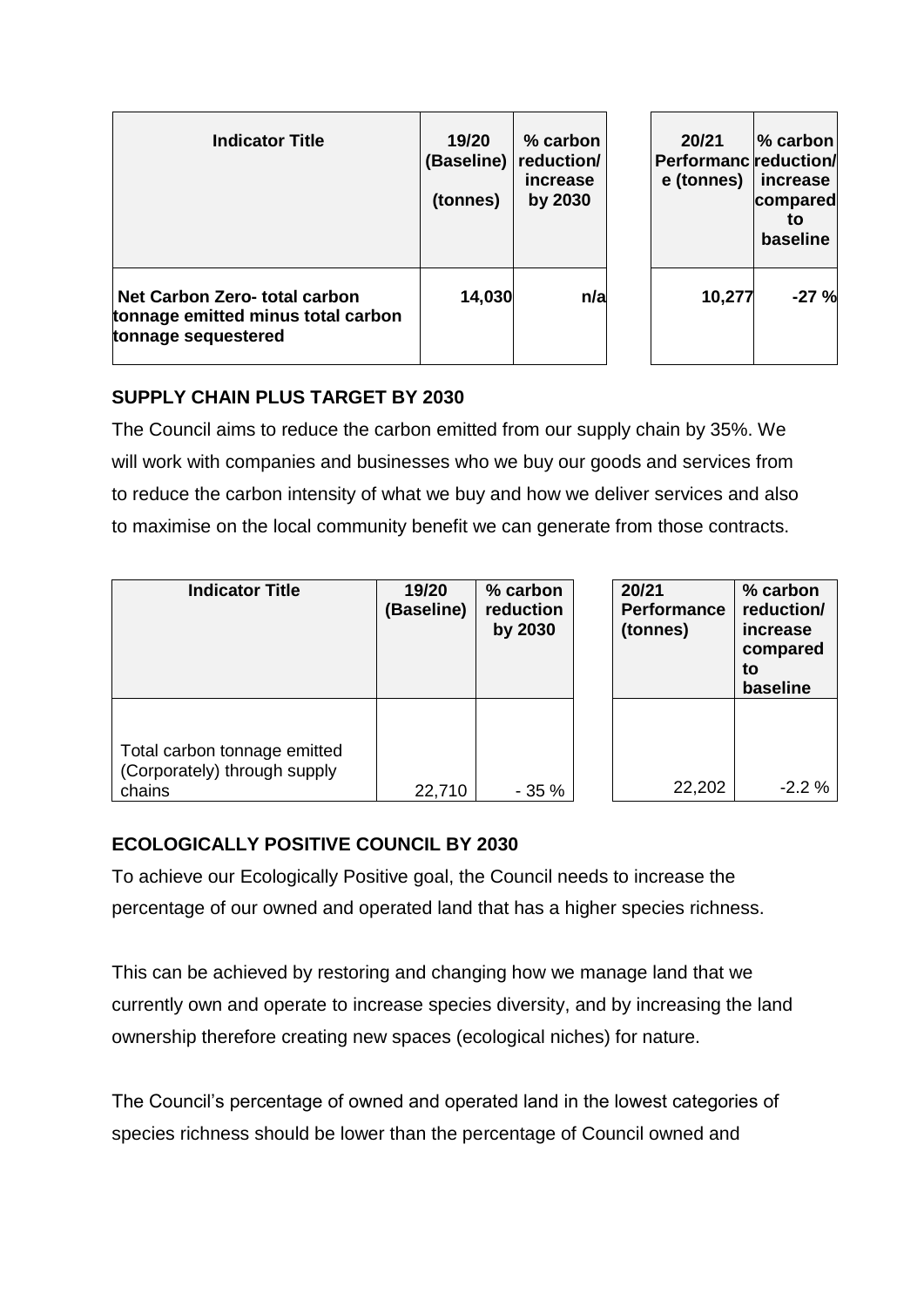| Indicator Title | 19/20 (Baseline) (tonnes) | % carbon reduction/ increase by 2030 | | 20/21 Performance (tonnes) | % carbon reduction/ increase compared to baseline |
|---|---|---|---|---|---|
| **Net Carbon Zero- total carbon tonnage emitted minus total carbon tonnage sequestered** | **14,030** | **n/a** | | **10,277** | **-27 %** |

**SUPPLY CHAIN PLUS TARGET BY 2030**

The Council aims to reduce the carbon emitted from our supply chain by 35%. We will work with companies and businesses who we buy our goods and services from to reduce the carbon intensity of what we buy and how we deliver services and also to maximise on the local community benefit we can generate from those contracts.

| Indicator Title | 19/20 (Baseline) | % carbon reduction by 2030 | | 20/21 Performance (tonnes) | % carbon reduction/ increase compared to baseline |
|---|---|---|---|---|---|
| Total carbon tonnage emitted (Corporately) through supply chains | 22,710 | - 35 % | | 22,202 | -2.2 % |

**ECOLOGICALLY POSITIVE COUNCIL BY 2030**

To achieve our Ecologically Positive goal, the Council needs to increase the percentage of our owned and operated land that has a higher species richness.

This can be achieved by restoring and changing how we manage land that we currently own and operate to increase species diversity, and by increasing the land ownership therefore creating new spaces (ecological niches) for nature.

The Council's percentage of owned and operated land in the lowest categories of species richness should be lower than the percentage of Council owned and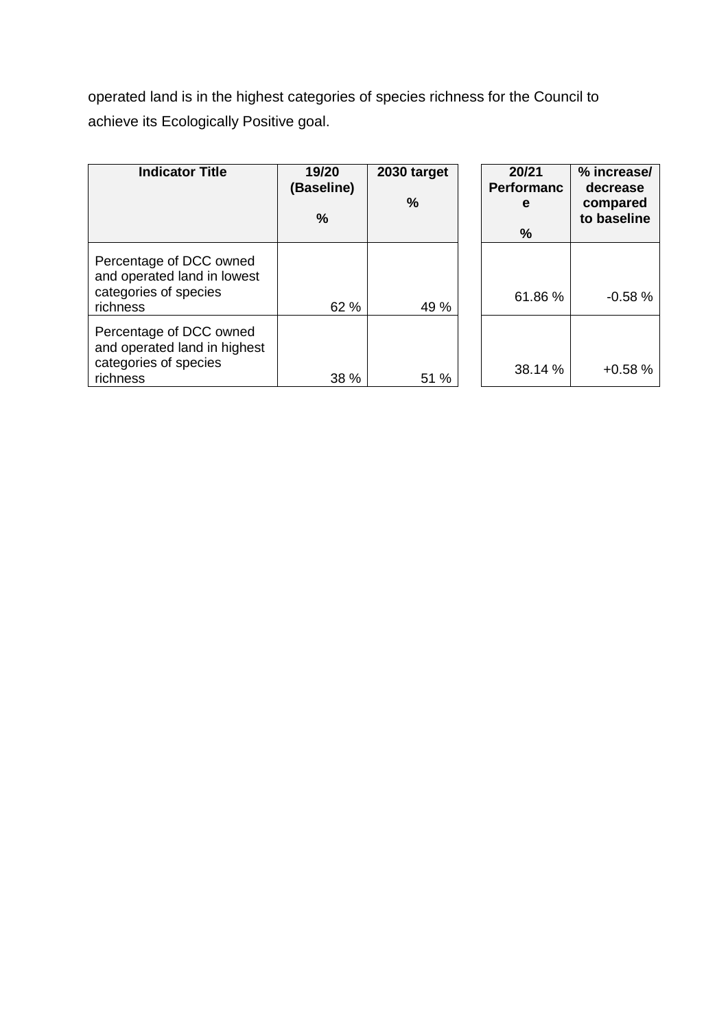operated land is in the highest categories of species richness for the Council to achieve its Ecologically Positive goal.

| Indicator Title | 19/20 (Baseline) % | 2030 target % | 20/21 Performance % | % increase/ decrease compared to baseline |
|---|---|---|---|---|
| Percentage of DCC owned and operated land in lowest categories of species richness | 62 % | 49 % | 61.86 % | -0.58 % |
| Percentage of DCC owned and operated land in highest categories of species richness | 38 % | 51 % | 38.14 % | +0.58 % |